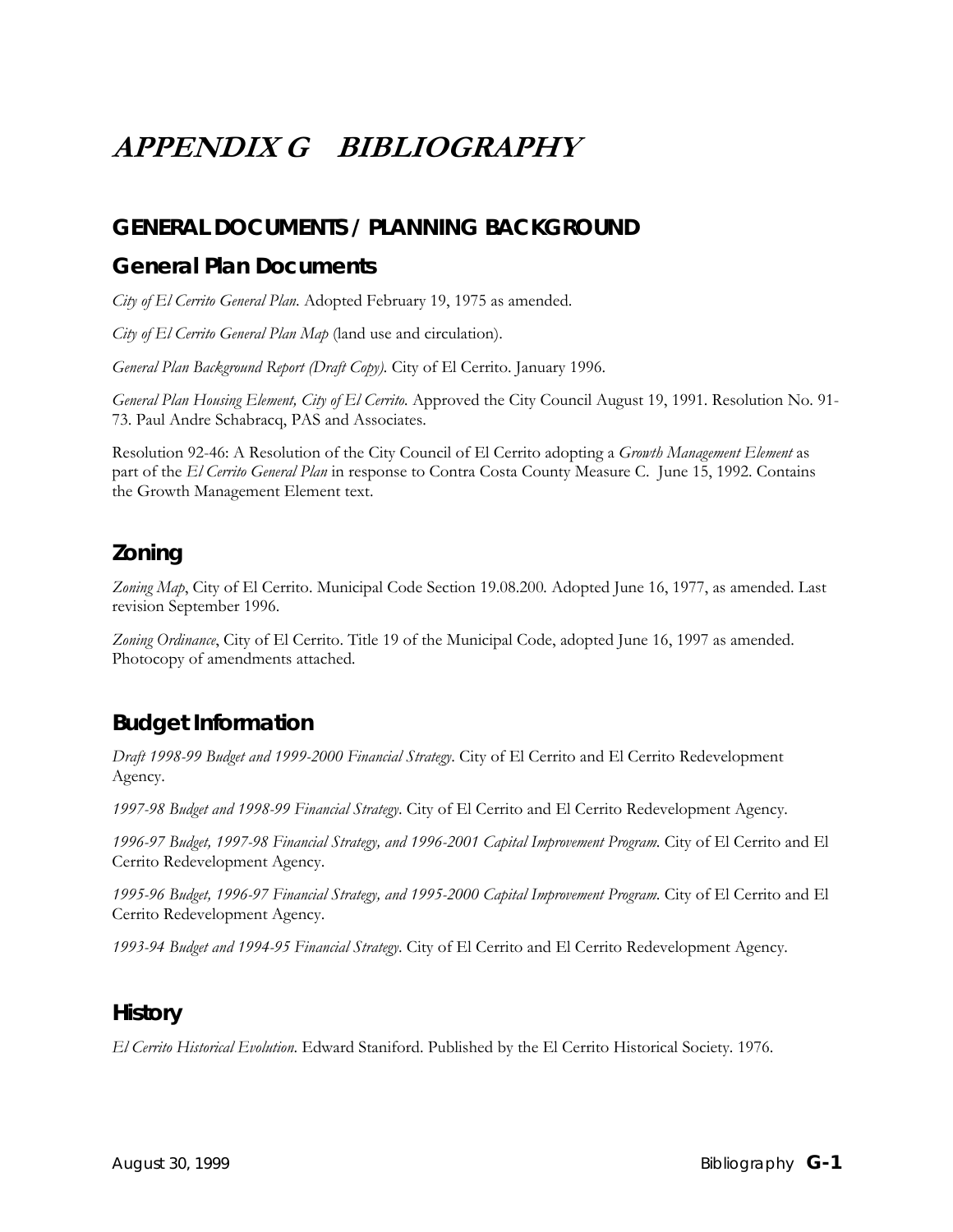# APPENDIX G BIBLIOGRAPHY

## GENERAL DOCUMENTS / PLANNING BACKGROUND

### General Plan Documents

*City of El Cerrito General Plan.* Adopted February 19, 1975 as amended.

*City of El Cerrito General Plan Map* (land use and circulation).

*General Plan Background Report (Draft Copy).* City of El Cerrito. January 1996.

*General Plan Housing Element, City of El Cerrito.* Approved the City Council August 19, 1991. Resolution No. 91-73. Paul Andre Schabracq, PAS and Associates.

Resolution 92-46: A Resolution of the City Council of El Cerrito adopting a *Growth Management Element* as part of the *El Cerrito General Plan* in response to Contra Costa County Measure C. June 15, 1992. Contains the Growth Management Element text.

### Zoning

*Zoning Map*, City of El Cerrito. Municipal Code Section 19.08.200. Adopted June 16, 1977, as amended. Last revision September 1996.

*Zoning Ordinance*, City of El Cerrito. Title 19 of the Municipal Code, adopted June 16, 1997 as amended. Photocopy of amendments attached.

### Budget Information

*Draft 1998-99 Budget and 1999-2000 Financial Strategy*. City of El Cerrito and El Cerrito Redevelopment Agency.

*1997-98 Budget and 1998-99 Financial Strategy*. City of El Cerrito and El Cerrito Redevelopment Agency.

*1996-97 Budget, 1997-98 Financial Strategy, and 1996-2001 Capital Improvement Program.* City of El Cerrito and El Cerrito Redevelopment Agency.

*1995-96 Budget, 1996-97 Financial Strategy, and 1995-2000 Capital Improvement Program.* City of El Cerrito and El Cerrito Redevelopment Agency.

*1993-94 Budget and 1994-95 Financial Strategy*. City of El Cerrito and El Cerrito Redevelopment Agency.

### History

*El Cerrito Historical Evolution*. Edward Staniford. Published by the El Cerrito Historical Society. 1976.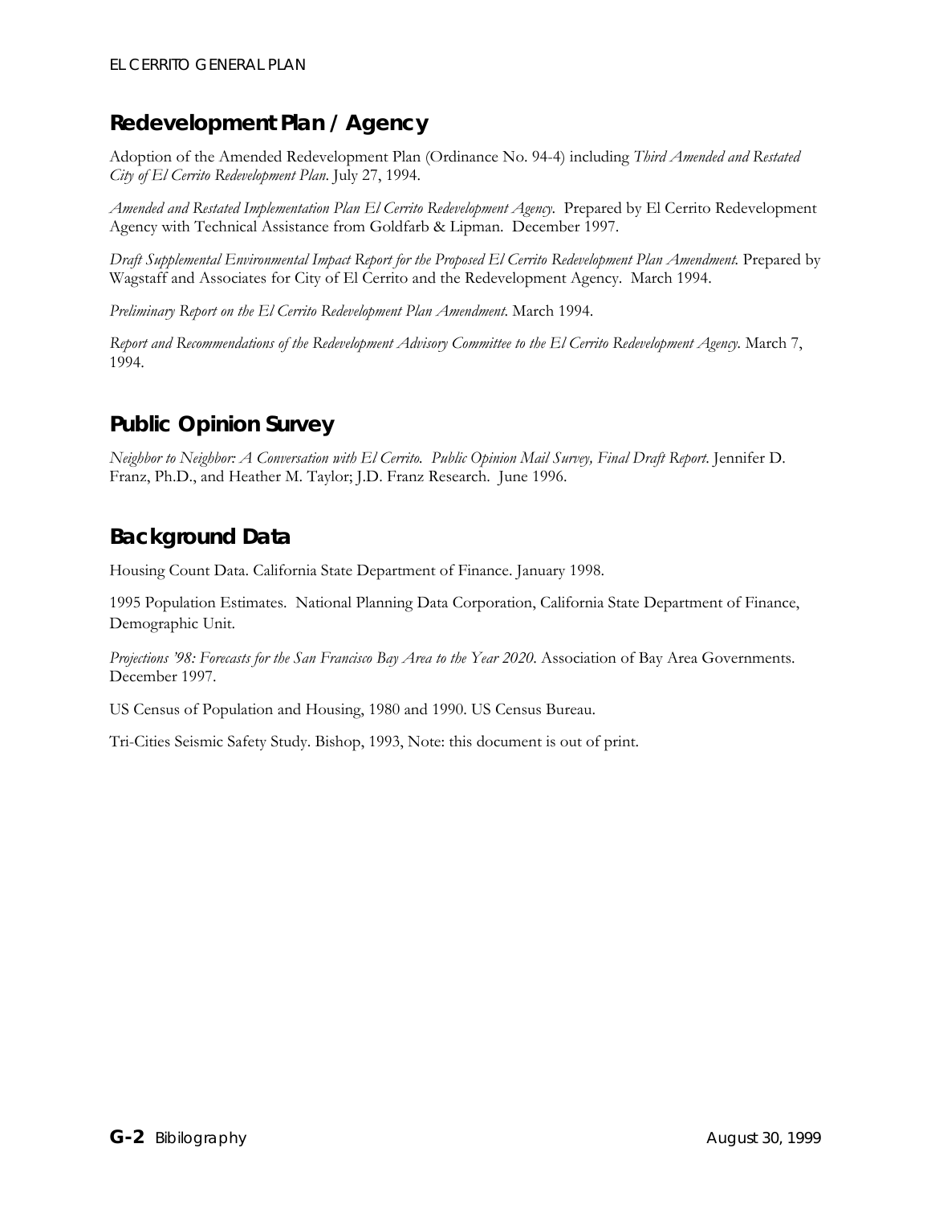## Redevelopment Plan / Agency

Adoption of the Amended Redevelopment Plan (Ordinance No. 94-4) including *Third Amended and Restated City of El Cerrito Redevelopment Plan*. July 27, 1994.

*Amended and Restated Implementation Plan El Cerrito Redevelopment Agency*. Prepared by El Cerrito Redevelopment Agency with Technical Assistance from Goldfarb & Lipman. December 1997.

*Draft Supplemental Environmental Impact Report for the Proposed El Cerrito Redevelopment Plan Amendment*. Prepared by Wagstaff and Associates for City of El Cerrito and the Redevelopment Agency. March 1994.

*Preliminary Report on the El Cerrito Redevelopment Plan Amendment*. March 1994.

*Report and Recommendations of the Redevelopment Advisory Committee to the El Cerrito Redevelopment Agency*. March 7, 1994.

## Public Opinion Survey

*Neighbor to Neighbor: A Conversation with El Cerrito. Public Opinion Mail Survey, Final Draft Report*. Jennifer D. Franz, Ph.D., and Heather M. Taylor; J.D. Franz Research. June 1996.

## Background Data

Housing Count Data. California State Department of Finance. January 1998.

1995 Population Estimates. National Planning Data Corporation, California State Department of Finance, Demographic Unit.

*Projections '98: Forecasts for the San Francisco Bay Area to the Year 2020*. Association of Bay Area Governments. December 1997.

US Census of Population and Housing, 1980 and 1990. US Census Bureau.

Tri-Cities Seismic Safety Study. Bishop, 1993, Note: this document is out of print.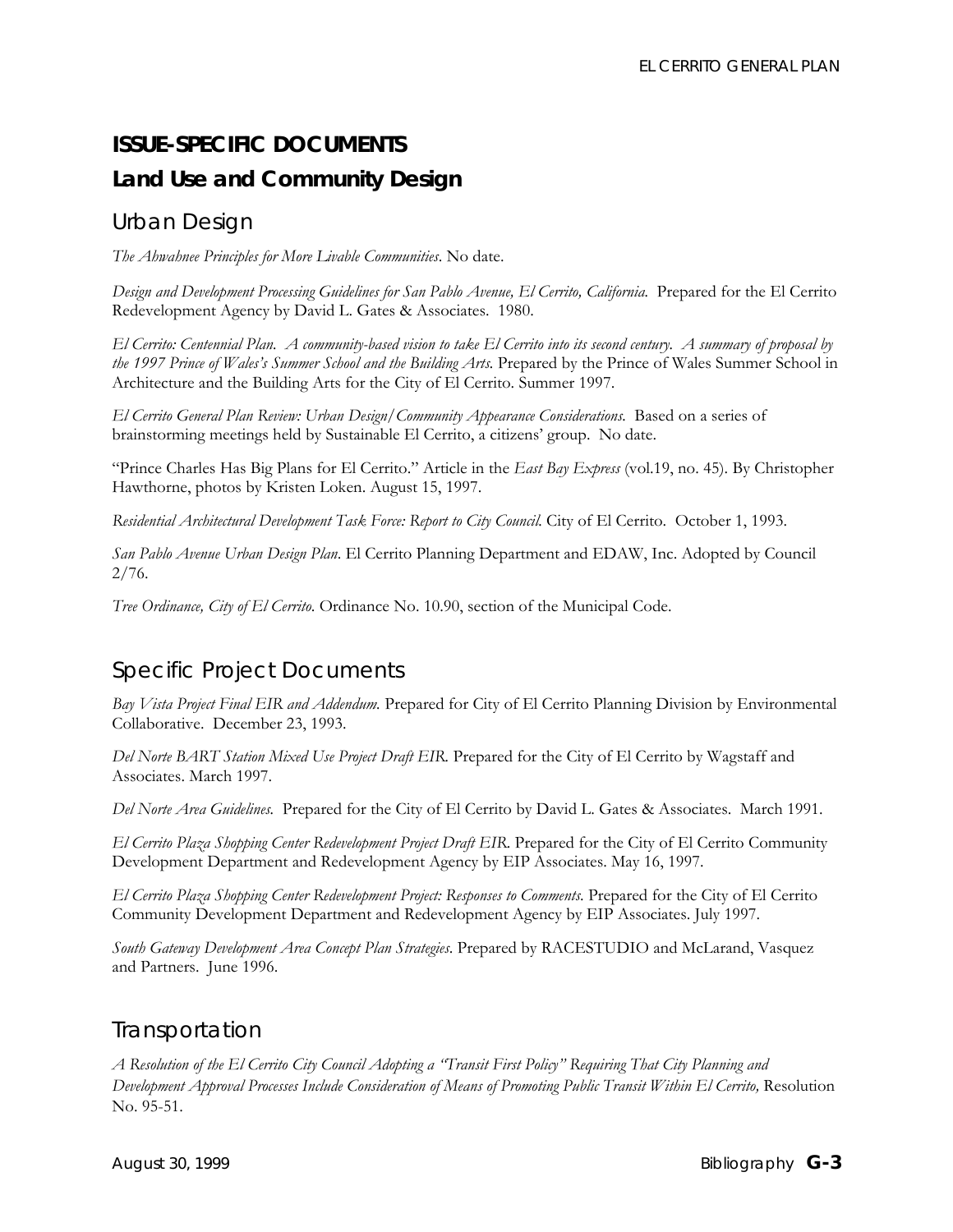## ISSUE-SPECIFIC DOCUMENTS

## Land Use and Community Design

### Urban Design

*The Ahwahnee Principles for More Livable Communities*. No date.

*Design and Development Processing Guidelines for San Pablo Avenue, El Cerrito, California.* Prepared for the El Cerrito Redevelopment Agency by David L. Gates & Associates. 1980.

*El Cerrito: Centennial Plan. A community-based vision to take El Cerrito into its second century. A summary of proposal by the 1997 Prince of Wales's Summer School and the Building Arts.* Prepared by the Prince of Wales Summer School in Architecture and the Building Arts for the City of El Cerrito. Summer 1997.

*El Cerrito General Plan Review: Urban Design/Community Appearance Considerations.* Based on a series of brainstorming meetings held by Sustainable El Cerrito, a citizens' group. No date.

"Prince Charles Has Big Plans for El Cerrito." Article in the *East Bay Express* (vol.19, no. 45). By Christopher Hawthorne, photos by Kristen Loken. August 15, 1997.

*Residential Architectural Development Task Force: Report to City Council.* City of El Cerrito. October 1, 1993.

*San Pablo Avenue Urban Design Plan*. El Cerrito Planning Department and EDAW, Inc. Adopted by Council 2/76.

*Tree Ordinance, City of El Cerrito.* Ordinance No. 10.90, section of the Municipal Code.

### Specific Project Documents

*Bay Vista Project Final EIR and Addendum.* Prepared for City of El Cerrito Planning Division by Environmental Collaborative. December 23, 1993.

*Del Norte BART Station Mixed Use Project Draft EIR.* Prepared for the City of El Cerrito by Wagstaff and Associates. March 1997.

*Del Norte Area Guidelines.* Prepared for the City of El Cerrito by David L. Gates & Associates. March 1991.

*El Cerrito Plaza Shopping Center Redevelopment Project Draft EIR.* Prepared for the City of El Cerrito Community Development Department and Redevelopment Agency by EIP Associates. May 16, 1997.

*El Cerrito Plaza Shopping Center Redevelopment Project: Responses to Comments.* Prepared for the City of El Cerrito Community Development Department and Redevelopment Agency by EIP Associates. July 1997.

*South Gateway Development Area Concept Plan Strategies.* Prepared by RACESTUDIO and McLarand, Vasquez and Partners. June 1996.

### Transportation

*A Resolution of the El Cerrito City Council Adopting a "Transit First Policy" Requiring That City Planning and Development Approval Processes Include Consideration of Means of Promoting Public Transit Within El Cerrito,* Resolution No. 95-51.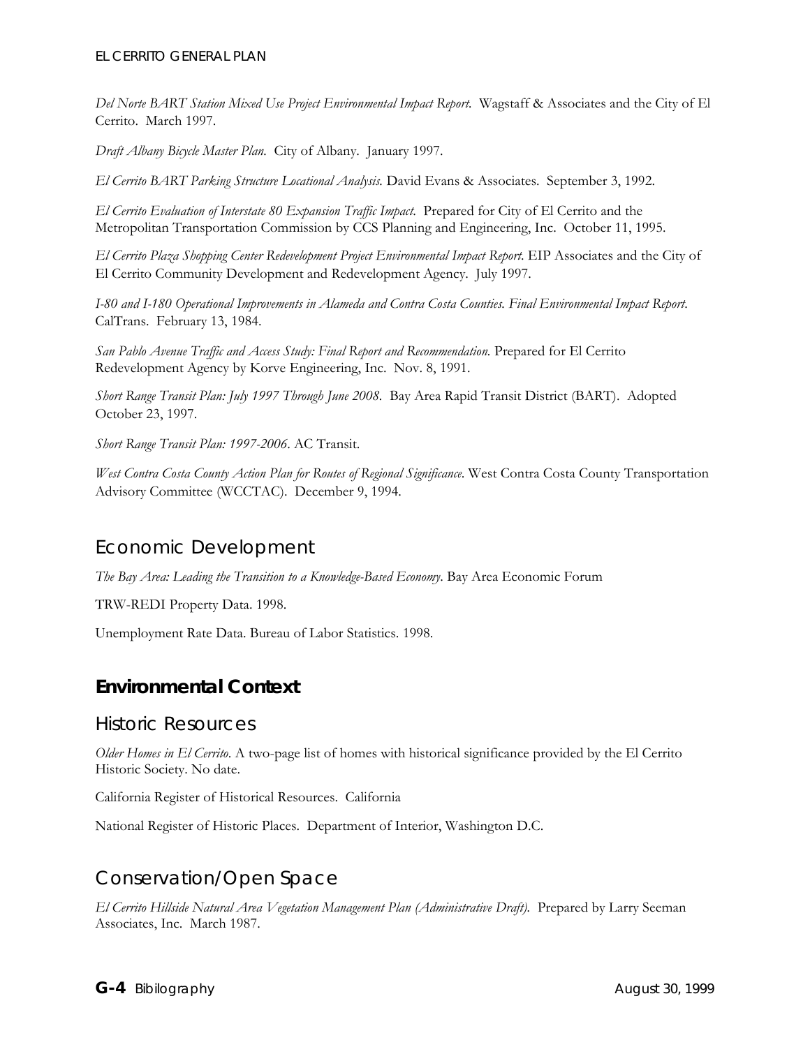*Del Norte BART Station Mixed Use Project Environmental Impact Report*. Wagstaff & Associates and the City of El Cerrito. March 1997.

*Draft Albany Bicycle Master Plan*. City of Albany. January 1997.

*El Cerrito BART Parking Structure Locational Analysis*. David Evans & Associates. September 3, 1992.

*El Cerrito Evaluation of Interstate 80 Expansion Traffic Impact*. Prepared for City of El Cerrito and the Metropolitan Transportation Commission by CCS Planning and Engineering, Inc. October 11, 1995.

*El Cerrito Plaza Shopping Center Redevelopment Project Environmental Impact Report*. EIP Associates and the City of El Cerrito Community Development and Redevelopment Agency. July 1997.

*I-80 and I-180 Operational Improvements in Alameda and Contra Costa Counties. Final Environmental Impact Report*. CalTrans. February 13, 1984.

*San Pablo Avenue Traffic and Access Study: Final Report and Recommendation*. Prepared for El Cerrito Redevelopment Agency by Korve Engineering, Inc. Nov. 8, 1991.

*Short Range Transit Plan: July 1997 Through June 2008*. Bay Area Rapid Transit District (BART). Adopted October 23, 1997.

*Short Range Transit Plan: 1997-2006*. AC Transit.

*West Contra Costa County Action Plan for Routes of Regional Significance*. West Contra Costa County Transportation Advisory Committee (WCCTAC). December 9, 1994.

## Economic Development

*The Bay Area: Leading the Transition to a Knowledge-Based Economy*. Bay Area Economic Forum

TRW-REDI Property Data. 1998.

Unemployment Rate Data. Bureau of Labor Statistics. 1998.

# **Environmental Context**

## Historic Resources

*Older Homes in El Cerrito*. A two-page list of homes with historical significance provided by the El Cerrito Historic Society. No date.

California Register of Historical Resources. California

National Register of Historic Places. Department of Interior, Washington D.C.

## Conservation/Open Space

*El Cerrito Hillside Natural Area Vegetation Management Plan (Administrative Draft)*. Prepared by Larry Seeman Associates, Inc. March 1987.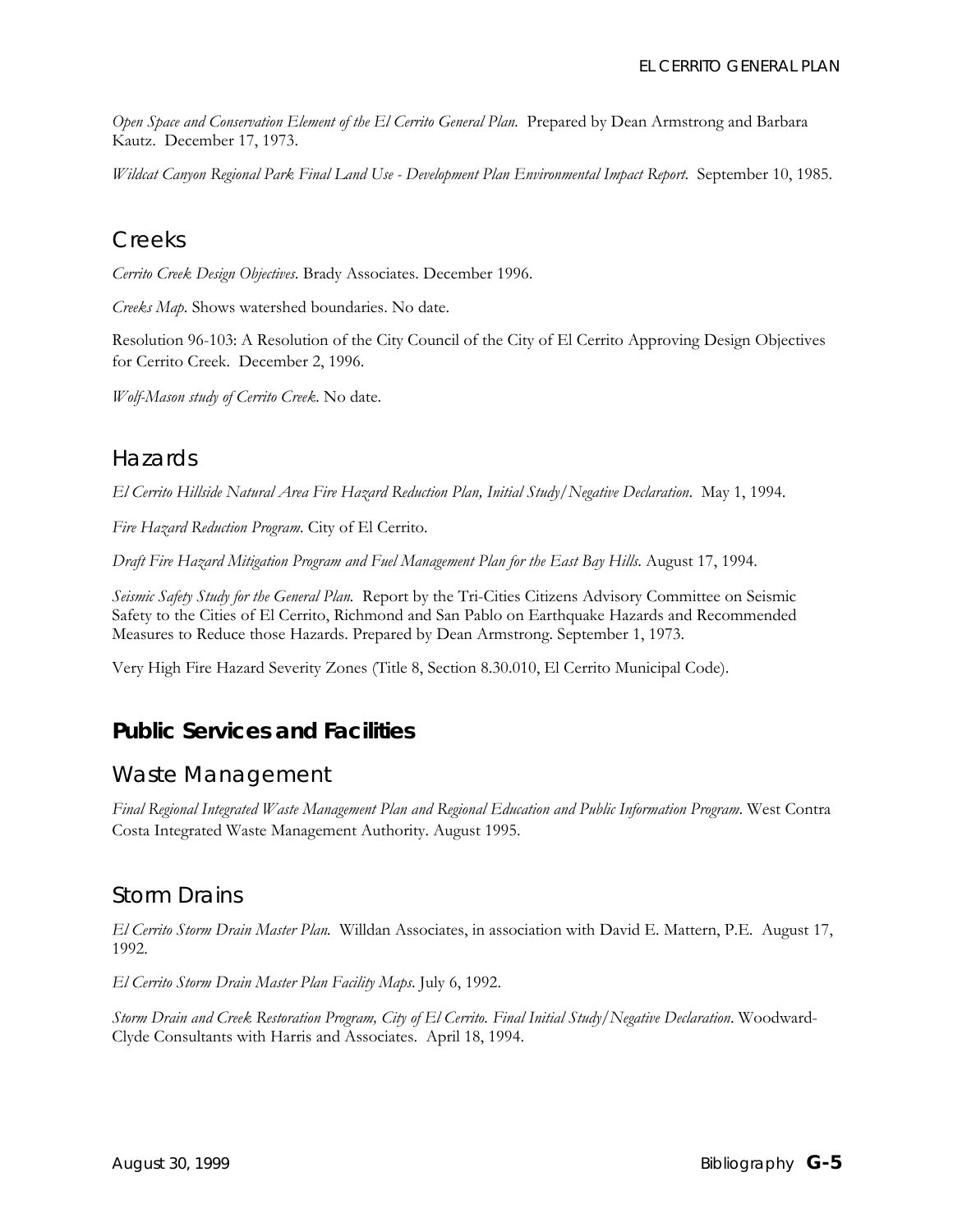*Open Space and Conservation Element of the El Cerrito General Plan.* Prepared by Dean Armstrong and Barbara Kautz. December 17, 1973.

*Wildcat Canyon Regional Park Final Land Use - Development Plan Environmental Impact Report.* September 10, 1985.

### Creeks

*Cerrito Creek Design Objectives*. Brady Associates. December 1996.

*Creeks Map*. Shows watershed boundaries. No date.

Resolution 96-103: A Resolution of the City Council of the City of El Cerrito Approving Design Objectives for Cerrito Creek. December 2, 1996.

*Wolf-Mason study of Cerrito Creek*. No date.

### Hazards

*El Cerrito Hillside Natural Area Fire Hazard Reduction Plan, Initial Study/Negative Declaration.* May 1, 1994.

*Fire Hazard Reduction Program*. City of El Cerrito.

*Draft Fire Hazard Mitigation Program and Fuel Management Plan for the East Bay Hills*. August 17, 1994.

*Seismic Safety Study for the General Plan.* Report by the Tri-Cities Citizens Advisory Committee on Seismic Safety to the Cities of El Cerrito, Richmond and San Pablo on Earthquake Hazards and Recommended Measures to Reduce those Hazards. Prepared by Dean Armstrong. September 1, 1973.

Very High Fire Hazard Severity Zones (Title 8, Section 8.30.010, El Cerrito Municipal Code).

## Public Services and Facilities

### Waste Management

*Final Regional Integrated Waste Management Plan and Regional Education and Public Information Program*. West Contra Costa Integrated Waste Management Authority. August 1995.

### Storm Drains

*El Cerrito Storm Drain Master Plan.* Willdan Associates, in association with David E. Mattern, P.E. August 17, 1992.

*El Cerrito Storm Drain Master Plan Facility Maps*. July 6, 1992.

*Storm Drain and Creek Restoration Program, City of El Cerrito. Final Initial Study/Negative Declaration*. Woodward-Clyde Consultants with Harris and Associates. April 18, 1994.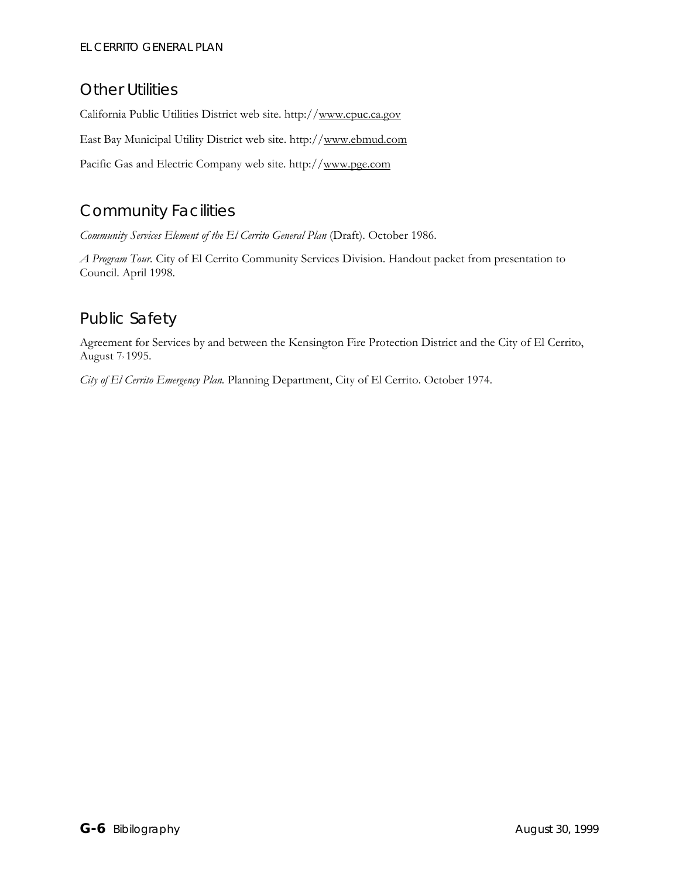## Other Utilities

California Public Utilities District web site. http://www.cpuc.ca.gov

East Bay Municipal Utility District web site. http://www.ebmud.com

Pacific Gas and Electric Company web site. http://www.pge.com

## Community Facilities

*Community Services Element of the El Cerrito General Plan* (Draft). October 1986.

*A Program Tour*. City of El Cerrito Community Services Division. Handout packet from presentation to Council. April 1998.

## Public Safety

Agreement for Services by and between the Kensington Fire Protection District and the City of El Cerrito, August 7, 1995.

*City of El Cerrito Emergency Plan*. Planning Department, City of El Cerrito. October 1974.